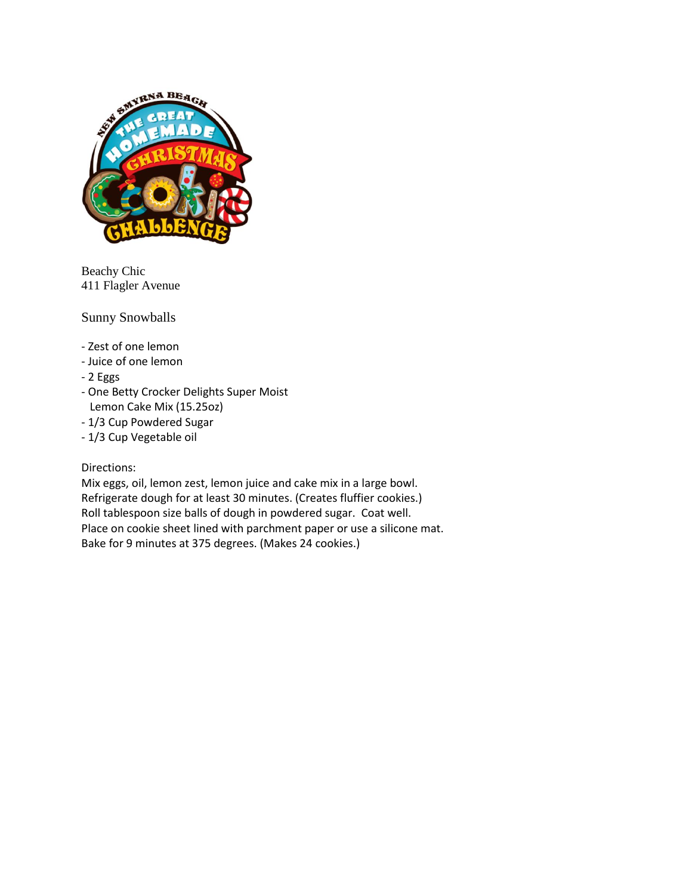Beachy Chic
411 Flagler Avenue

## Sunny Snowballs

- Zest of one lemon
- Juice of one lemon
- 2 Eggs
- One Betty Crocker Delights Super Moist Lemon Cake Mix (15.25oz)
- 1/3 Cup Powdered Sugar
- 1/3 Cup Vegetable oil

Directions:
Mix eggs, oil, lemon zest, lemon juice and cake mix in a large bowl.
Refrigerate dough for at least 30 minutes. (Creates fluffier cookies.)
Roll tablespoon size balls of dough in powdered sugar. Coat well.
Place on cookie sheet lined with parchment paper or use a silicone mat.
Bake for 9 minutes at 375 degrees. (Makes 24 cookies.)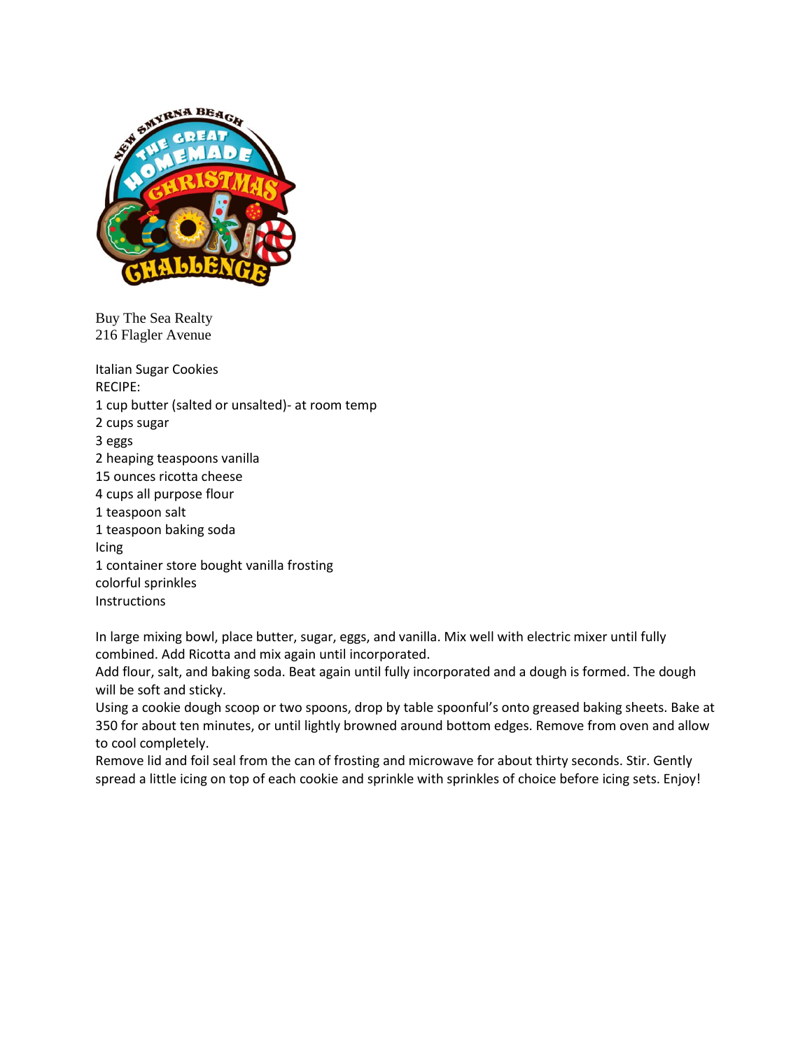Buy The Sea Realty
216 Flagler Avenue

Italian Sugar Cookies

RECIPE:

1 cup butter (salted or unsalted)- at room temp
2 cups sugar
3 eggs
2 heaping teaspoons vanilla
15 ounces ricotta cheese
4 cups all purpose flour
1 teaspoon salt
1 teaspoon baking soda

Icing

1 container store bought vanilla frosting
colorful sprinkles

Instructions

In large mixing bowl, place butter, sugar, eggs, and vanilla. Mix well with electric mixer until fully combined. Add Ricotta and mix again until incorporated.

Add flour, salt, and baking soda. Beat again until fully incorporated and a dough is formed. The dough will be soft and sticky.

Using a cookie dough scoop or two spoons, drop by table spoonful's onto greased baking sheets. Bake at 350 for about ten minutes, or until lightly browned around bottom edges. Remove from oven and allow to cool completely.

Remove lid and foil seal from the can of frosting and microwave for about thirty seconds. Stir. Gently spread a little icing on top of each cookie and sprinkle with sprinkles of choice before icing sets. Enjoy!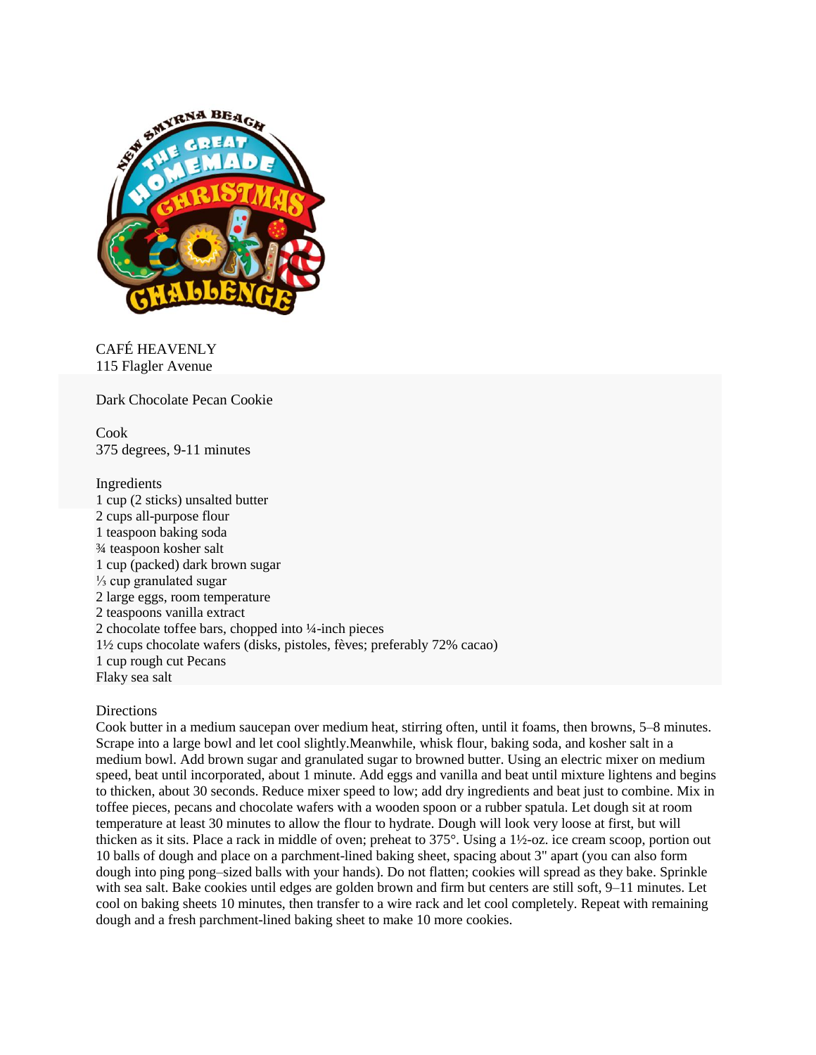CAFÉ HEAVENLY
115 Flagler Avenue

Dark Chocolate Pecan Cookie

Cook
375 degrees, 9-11 minutes

Ingredients
1 cup (2 sticks) unsalted butter
2 cups all-purpose flour
1 teaspoon baking soda
¾ teaspoon kosher salt
1 cup (packed) dark brown sugar
⅓ cup granulated sugar
2 large eggs, room temperature
2 teaspoons vanilla extract
2 chocolate toffee bars, chopped into ¼-inch pieces
1½ cups chocolate wafers (disks, pistoles, fèves; preferably 72% cacao)
1 cup rough cut Pecans
Flaky sea salt

Directions
Cook butter in a medium saucepan over medium heat, stirring often, until it foams, then browns, 5–8 minutes. Scrape into a large bowl and let cool slightly.Meanwhile, whisk flour, baking soda, and kosher salt in a medium bowl. Add brown sugar and granulated sugar to browned butter. Using an electric mixer on medium speed, beat until incorporated, about 1 minute. Add eggs and vanilla and beat until mixture lightens and begins to thicken, about 30 seconds. Reduce mixer speed to low; add dry ingredients and beat just to combine. Mix in toffee pieces, pecans and chocolate wafers with a wooden spoon or a rubber spatula. Let dough sit at room temperature at least 30 minutes to allow the flour to hydrate. Dough will look very loose at first, but will thicken as it sits. Place a rack in middle of oven; preheat to 375°. Using a 1½-oz. ice cream scoop, portion out 10 balls of dough and place on a parchment-lined baking sheet, spacing about 3" apart (you can also form dough into ping pong–sized balls with your hands). Do not flatten; cookies will spread as they bake. Sprinkle with sea salt. Bake cookies until edges are golden brown and firm but centers are still soft, 9–11 minutes. Let cool on baking sheets 10 minutes, then transfer to a wire rack and let cool completely. Repeat with remaining dough and a fresh parchment-lined baking sheet to make 10 more cookies.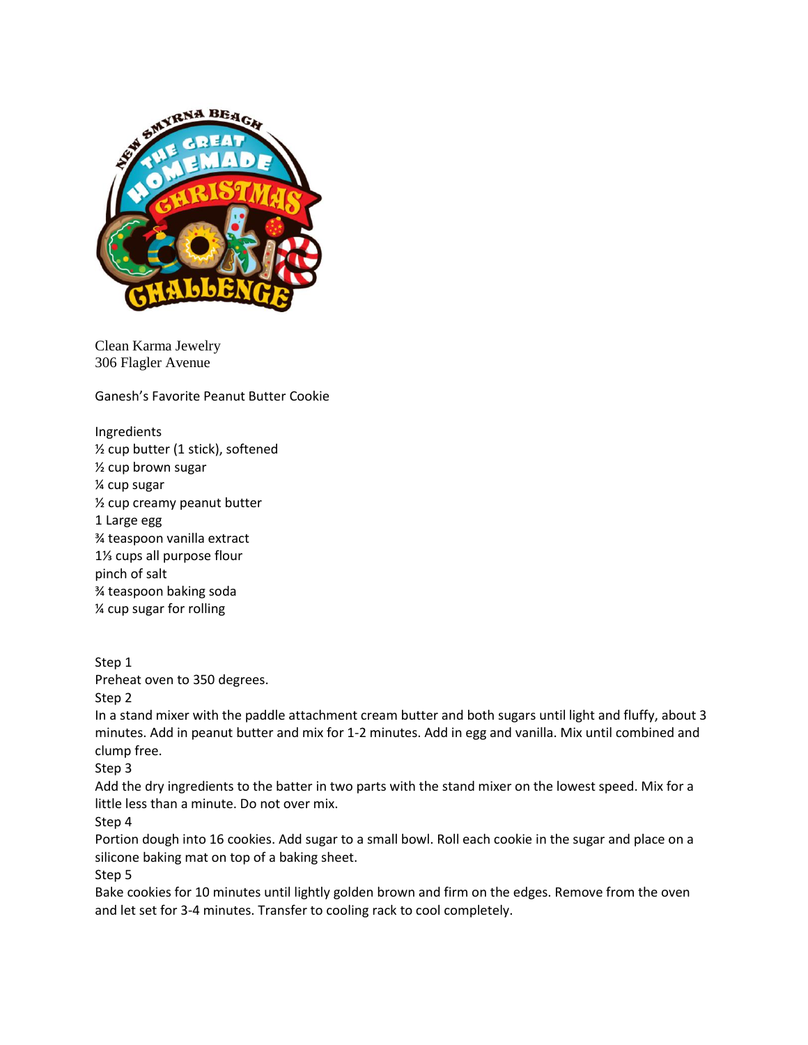Clean Karma Jewelry
306 Flagler Avenue

Ganesh's Favorite Peanut Butter Cookie

Ingredients
½ cup butter (1 stick), softened
½ cup brown sugar
¼ cup sugar
½ cup creamy peanut butter
1 Large egg
¾ teaspoon vanilla extract
1⅓ cups all purpose flour
pinch of salt
¾ teaspoon baking soda
¼ cup sugar for rolling

Step 1
Preheat oven to 350 degrees.
Step 2
In a stand mixer with the paddle attachment cream butter and both sugars until light and fluffy, about 3 minutes. Add in peanut butter and mix for 1-2 minutes. Add in egg and vanilla. Mix until combined and clump free.
Step 3
Add the dry ingredients to the batter in two parts with the stand mixer on the lowest speed. Mix for a little less than a minute. Do not over mix.
Step 4
Portion dough into 16 cookies. Add sugar to a small bowl. Roll each cookie in the sugar and place on a silicone baking mat on top of a baking sheet.
Step 5
Bake cookies for 10 minutes until lightly golden brown and firm on the edges. Remove from the oven and let set for 3-4 minutes. Transfer to cooling rack to cool completely.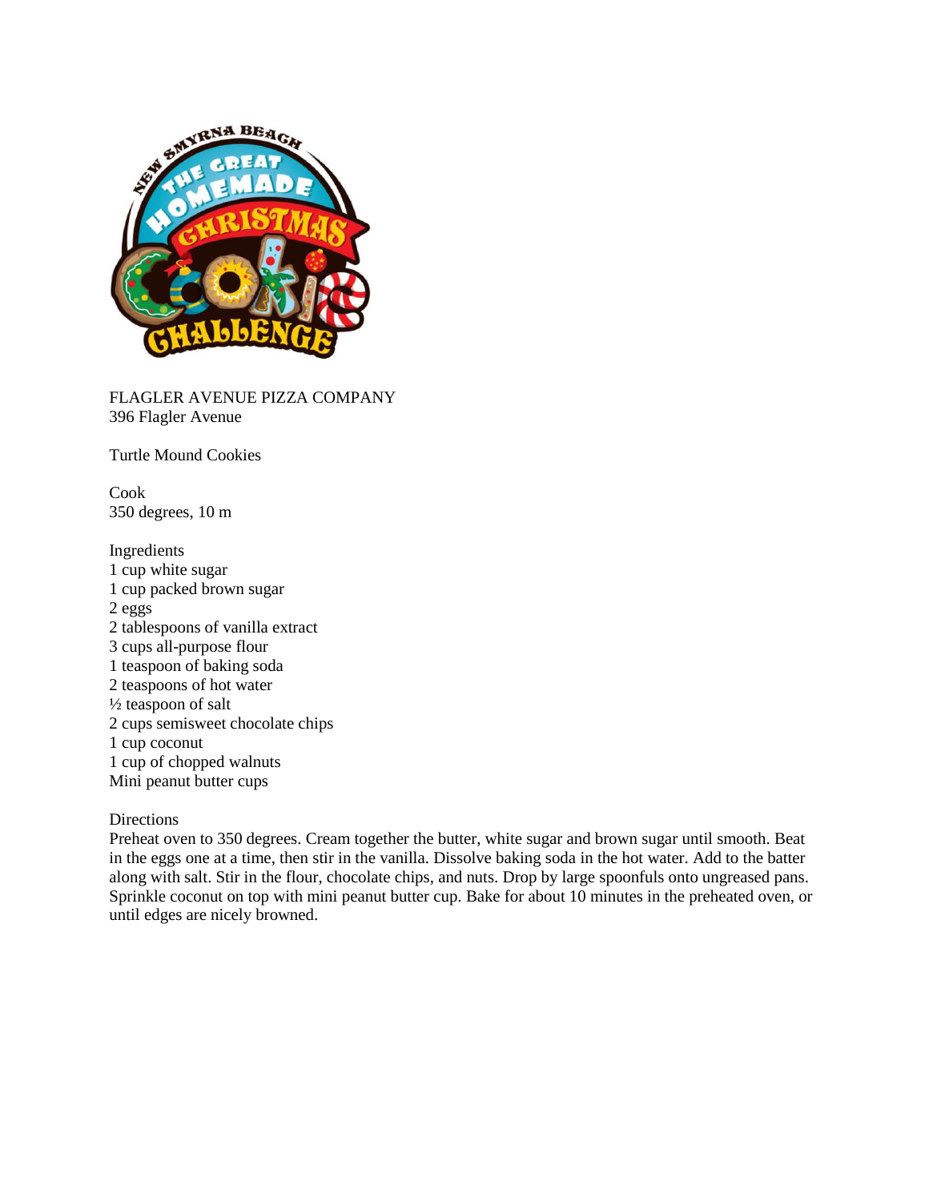FLAGLER AVENUE PIZZA COMPANY
396 Flagler Avenue

Turtle Mound Cookies

Cook
350 degrees, 10 m

Ingredients
1 cup white sugar
1 cup packed brown sugar
2 eggs
2 tablespoons of vanilla extract
3 cups all-purpose flour
1 teaspoon of baking soda
2 teaspoons of hot water
½ teaspoon of salt
2 cups semisweet chocolate chips
1 cup coconut
1 cup of chopped walnuts
Mini peanut butter cups

Directions
Preheat oven to 350 degrees. Cream together the butter, white sugar and brown sugar until smooth. Beat in the eggs one at a time, then stir in the vanilla. Dissolve baking soda in the hot water. Add to the batter along with salt. Stir in the flour, chocolate chips, and nuts. Drop by large spoonfuls onto ungreased pans. Sprinkle coconut on top with mini peanut butter cup. Bake for about 10 minutes in the preheated oven, or until edges are nicely browned.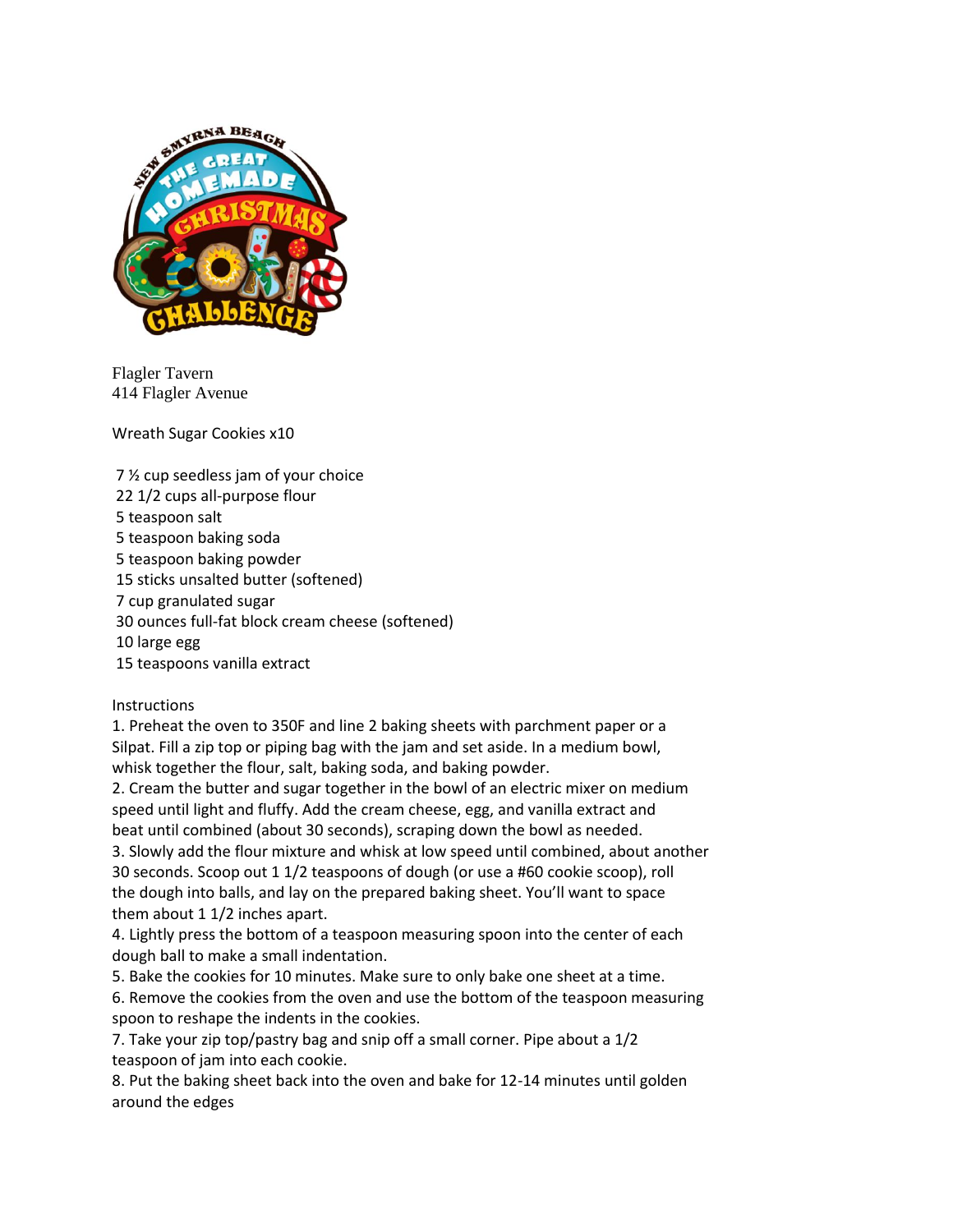Flagler Tavern
414 Flagler Avenue

Wreath Sugar Cookies x10

- 7 ½ cup seedless jam of your choice
- 22 1/2 cups all-purpose flour
- 5 teaspoon salt
- 5 teaspoon baking soda
- 5 teaspoon baking powder
- 15 sticks unsalted butter (softened)
- 7 cup granulated sugar
- 30 ounces full-fat block cream cheese (softened)
- 10 large egg
- 15 teaspoons vanilla extract

Instructions

1. Preheat the oven to 350F and line 2 baking sheets with parchment paper or a Silpat. Fill a zip top or piping bag with the jam and set aside. In a medium bowl, whisk together the flour, salt, baking soda, and baking powder.
2. Cream the butter and sugar together in the bowl of an electric mixer on medium speed until light and fluffy. Add the cream cheese, egg, and vanilla extract and beat until combined (about 30 seconds), scraping down the bowl as needed.
3. Slowly add the flour mixture and whisk at low speed until combined, about another 30 seconds. Scoop out 1 1/2 teaspoons of dough (or use a #60 cookie scoop), roll the dough into balls, and lay on the prepared baking sheet. You'll want to space them about 1 1/2 inches apart.
4. Lightly press the bottom of a teaspoon measuring spoon into the center of each dough ball to make a small indentation.
5. Bake the cookies for 10 minutes. Make sure to only bake one sheet at a time.
6. Remove the cookies from the oven and use the bottom of the teaspoon measuring spoon to reshape the indents in the cookies.
7. Take your zip top/pastry bag and snip off a small corner. Pipe about a 1/2 teaspoon of jam into each cookie.
8. Put the baking sheet back into the oven and bake for 12-14 minutes until golden around the edges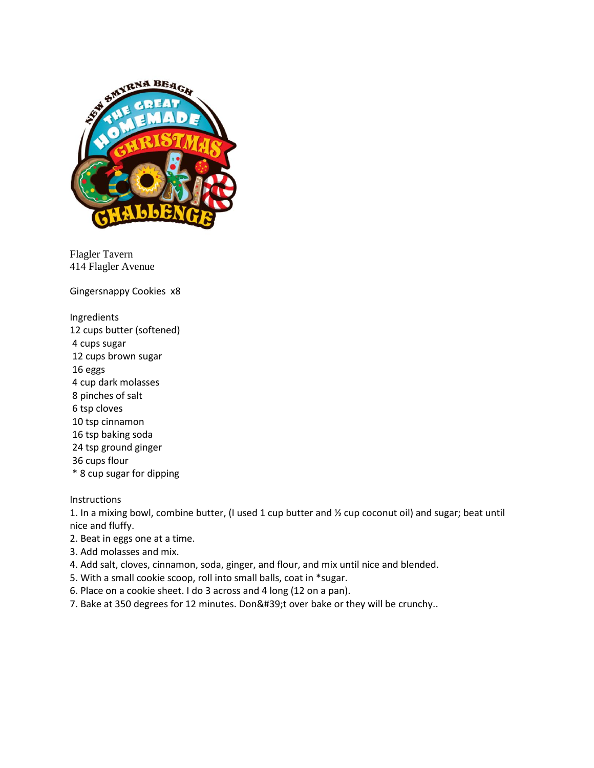Flagler Tavern
414 Flagler Avenue

Gingersnappy Cookies x8

Ingredients
12 cups butter (softened)
4 cups sugar
12 cups brown sugar
16 eggs
4 cup dark molasses
8 pinches of salt
6 tsp cloves
10 tsp cinnamon
16 tsp baking soda
24 tsp ground ginger
36 cups flour
* 8 cup sugar for dipping

Instructions
1. In a mixing bowl, combine butter, (I used 1 cup butter and ½ cup coconut oil) and sugar; beat until nice and fluffy.
2. Beat in eggs one at a time.
3. Add molasses and mix.
4. Add salt, cloves, cinnamon, soda, ginger, and flour, and mix until nice and blended.
5. With a small cookie scoop, roll into small balls, coat in *sugar.
6. Place on a cookie sheet. I do 3 across and 4 long (12 on a pan).
7. Bake at 350 degrees for 12 minutes. Don&#39;t over bake or they will be crunchy..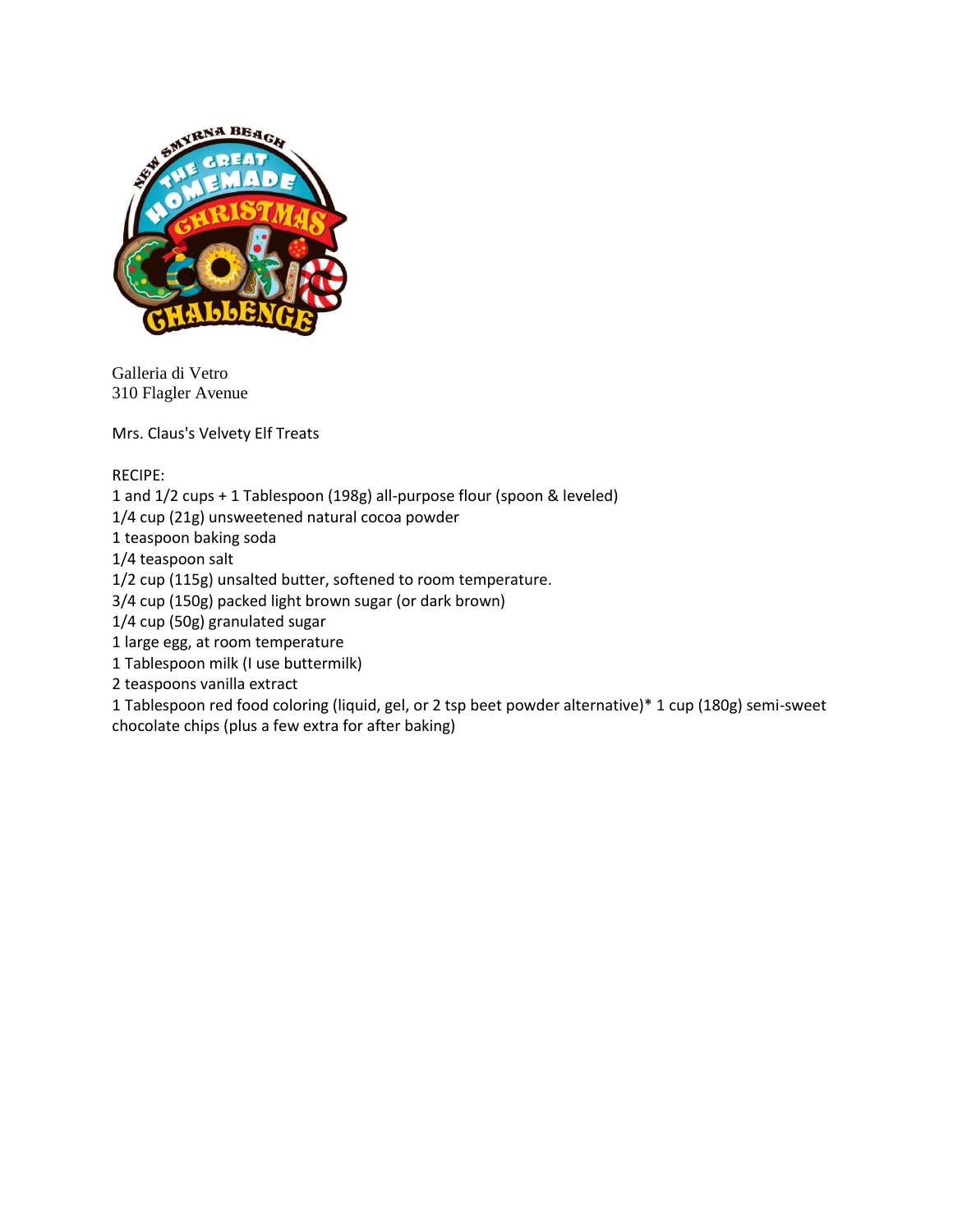Galleria di Vetro
310 Flagler Avenue

Mrs. Claus's Velvety Elf Treats

RECIPE:

1 and 1/2 cups + 1 Tablespoon (198g) all-purpose flour (spoon & leveled)
1/4 cup (21g) unsweetened natural cocoa powder
1 teaspoon baking soda
1/4 teaspoon salt
1/2 cup (115g) unsalted butter, softened to room temperature.
3/4 cup (150g) packed light brown sugar (or dark brown)
1/4 cup (50g) granulated sugar
1 large egg, at room temperature
1 Tablespoon milk (I use buttermilk)
2 teaspoons vanilla extract
1 Tablespoon red food coloring (liquid, gel, or 2 tsp beet powder alternative)* 1 cup (180g) semi-sweet chocolate chips (plus a few extra for after baking)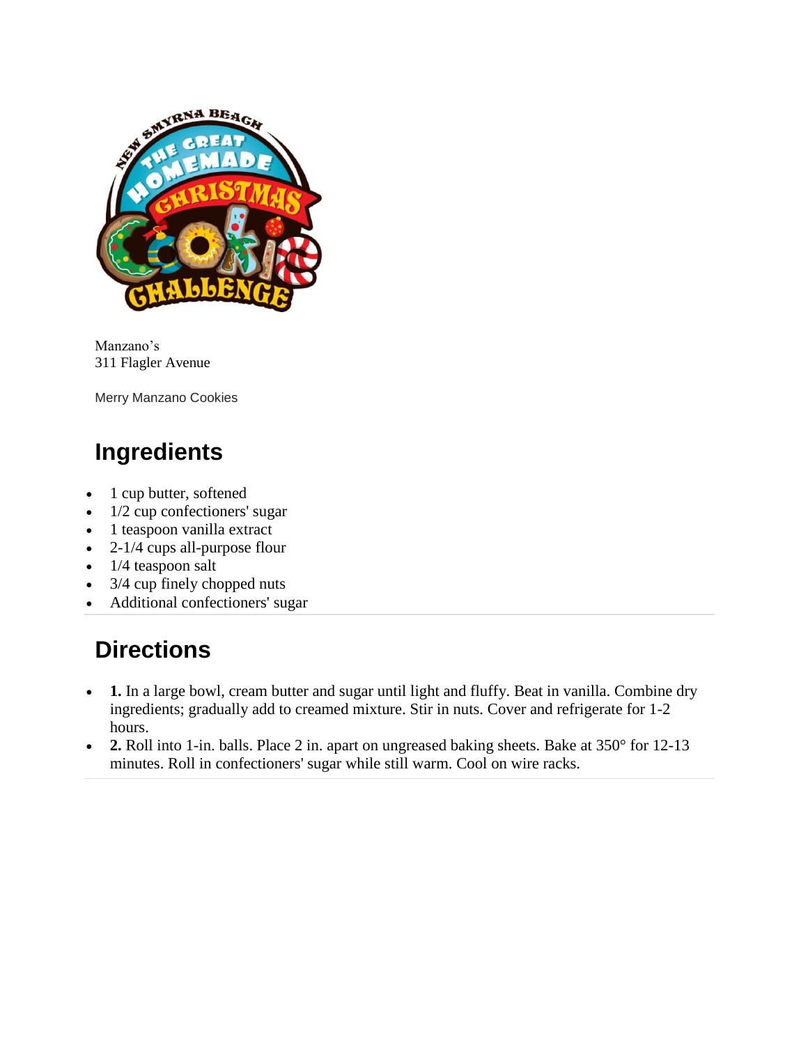Manzano's
311 Flagler Avenue

Merry Manzano Cookies

## Ingredients

- 1 cup butter, softened
- 1/2 cup confectioners' sugar
- 1 teaspoon vanilla extract
- 2-1/4 cups all-purpose flour
- 1/4 teaspoon salt
- 3/4 cup finely chopped nuts
- Additional confectioners' sugar

## Directions

- **1.** In a large bowl, cream butter and sugar until light and fluffy. Beat in vanilla. Combine dry ingredients; gradually add to creamed mixture. Stir in nuts. Cover and refrigerate for 1-2 hours.
- **2.** Roll into 1-in. balls. Place 2 in. apart on ungreased baking sheets. Bake at 350° for 12-13 minutes. Roll in confectioners' sugar while still warm. Cool on wire racks.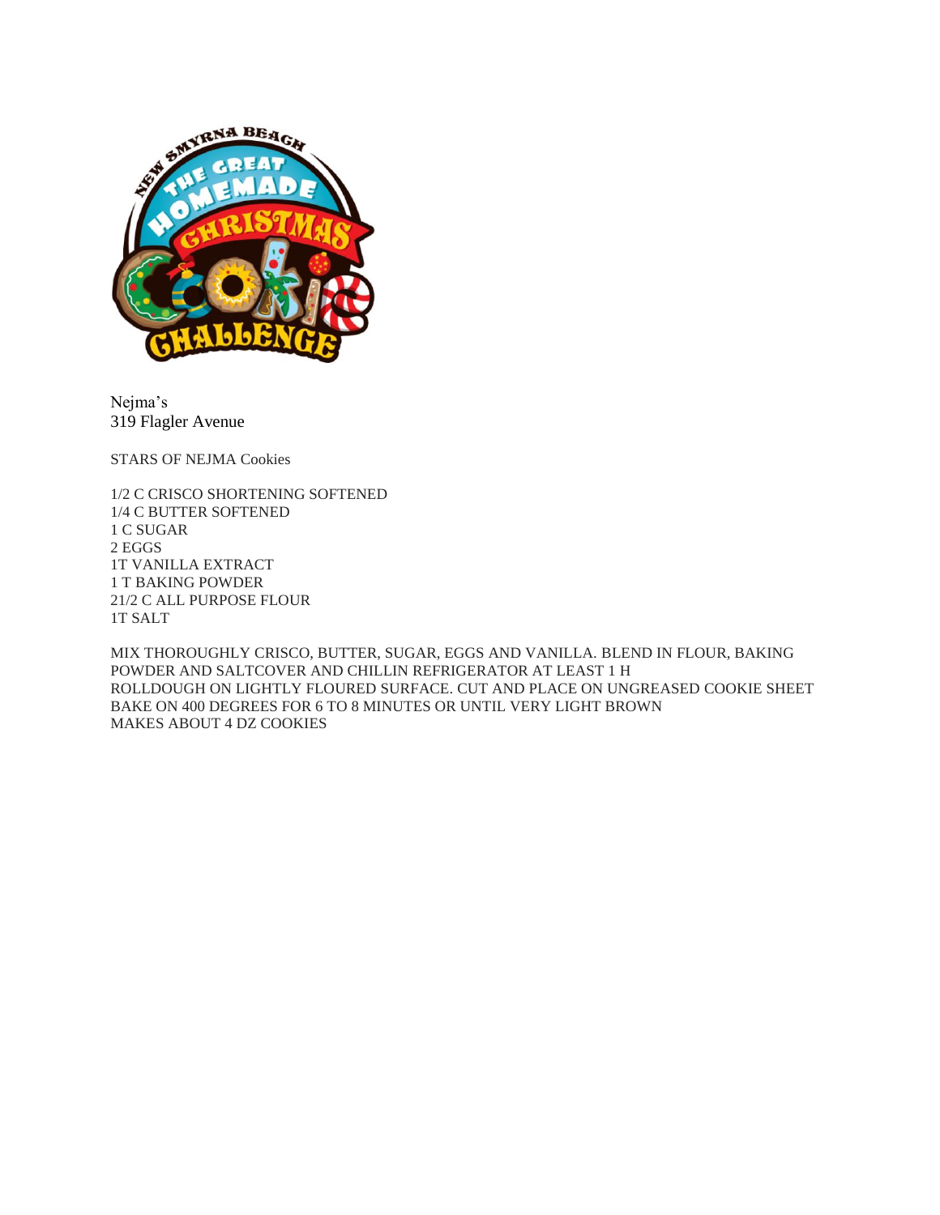Nejma's
319 Flagler Avenue

STARS OF NEJMA Cookies

1/2 C CRISCO SHORTENING SOFTENED
1/4 C BUTTER SOFTENED
1 C SUGAR
2 EGGS
1T VANILLA EXTRACT
1 T BAKING POWDER
21/2 C ALL PURPOSE FLOUR
1T SALT

MIX THOROUGHLY CRISCO, BUTTER, SUGAR, EGGS AND VANILLA. BLEND IN FLOUR, BAKING POWDER AND SALTCOVER AND CHILLIN REFRIGERATOR AT LEAST 1 H
ROLLDOUGH ON LIGHTLY FLOURED SURFACE. CUT AND PLACE ON UNGREASED COOKIE SHEET
BAKE ON 400 DEGREES FOR 6 TO 8 MINUTES OR UNTIL VERY LIGHT BROWN
MAKES ABOUT 4 DZ COOKIES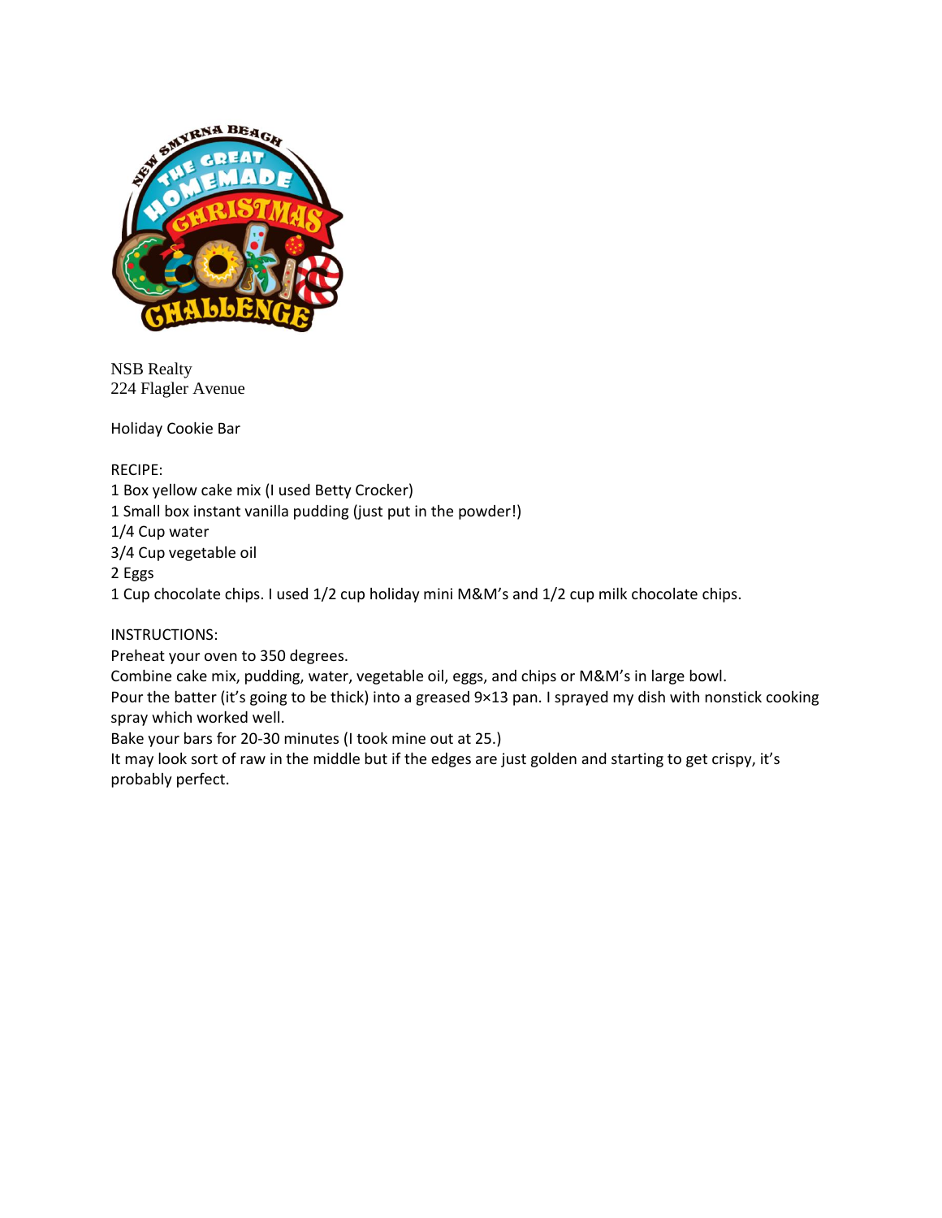NSB Realty
224 Flagler Avenue

Holiday Cookie Bar

RECIPE:
1 Box yellow cake mix (I used Betty Crocker)
1 Small box instant vanilla pudding (just put in the powder!)
1/4 Cup water
3/4 Cup vegetable oil
2 Eggs
1 Cup chocolate chips. I used 1/2 cup holiday mini M&M's and 1/2 cup milk chocolate chips.

INSTRUCTIONS:
Preheat your oven to 350 degrees.
Combine cake mix, pudding, water, vegetable oil, eggs, and chips or M&M's in large bowl.
Pour the batter (it's going to be thick) into a greased 9×13 pan. I sprayed my dish with nonstick cooking spray which worked well.
Bake your bars for 20-30 minutes (I took mine out at 25.)
It may look sort of raw in the middle but if the edges are just golden and starting to get crispy, it's probably perfect.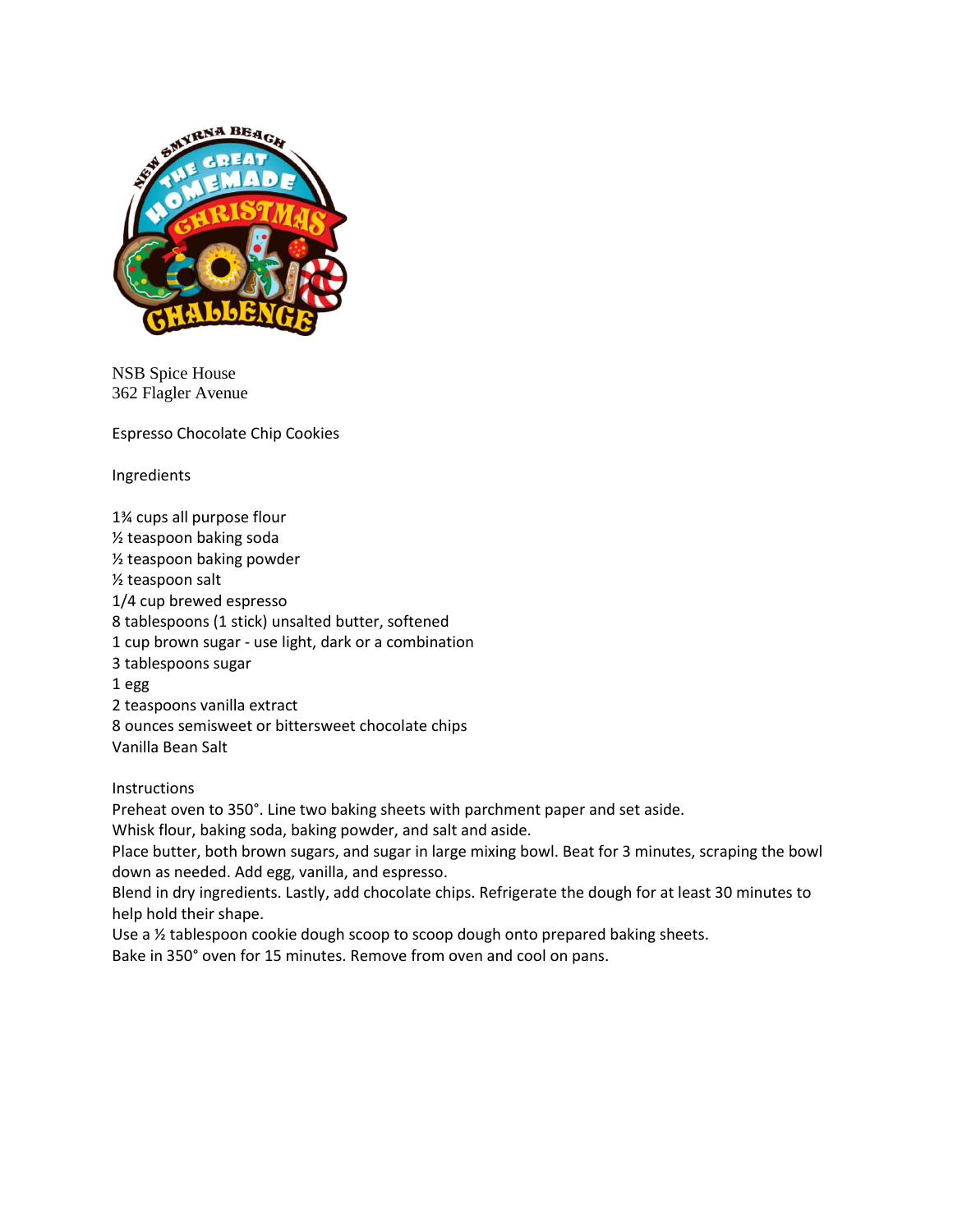NSB Spice House
362 Flagler Avenue

## Espresso Chocolate Chip Cookies

### Ingredients

1¾ cups all purpose flour
½ teaspoon baking soda
½ teaspoon baking powder
½ teaspoon salt
1/4 cup brewed espresso
8 tablespoons (1 stick) unsalted butter, softened
1 cup brown sugar - use light, dark or a combination
3 tablespoons sugar
1 egg
2 teaspoons vanilla extract
8 ounces semisweet or bittersweet chocolate chips
Vanilla Bean Salt

### Instructions

Preheat oven to 350°. Line two baking sheets with parchment paper and set aside.
Whisk flour, baking soda, baking powder, and salt and aside.
Place butter, both brown sugars, and sugar in large mixing bowl. Beat for 3 minutes, scraping the bowl down as needed. Add egg, vanilla, and espresso.
Blend in dry ingredients. Lastly, add chocolate chips. Refrigerate the dough for at least 30 minutes to help hold their shape.
Use a ½ tablespoon cookie dough scoop to scoop dough onto prepared baking sheets.
Bake in 350° oven for 15 minutes. Remove from oven and cool on pans.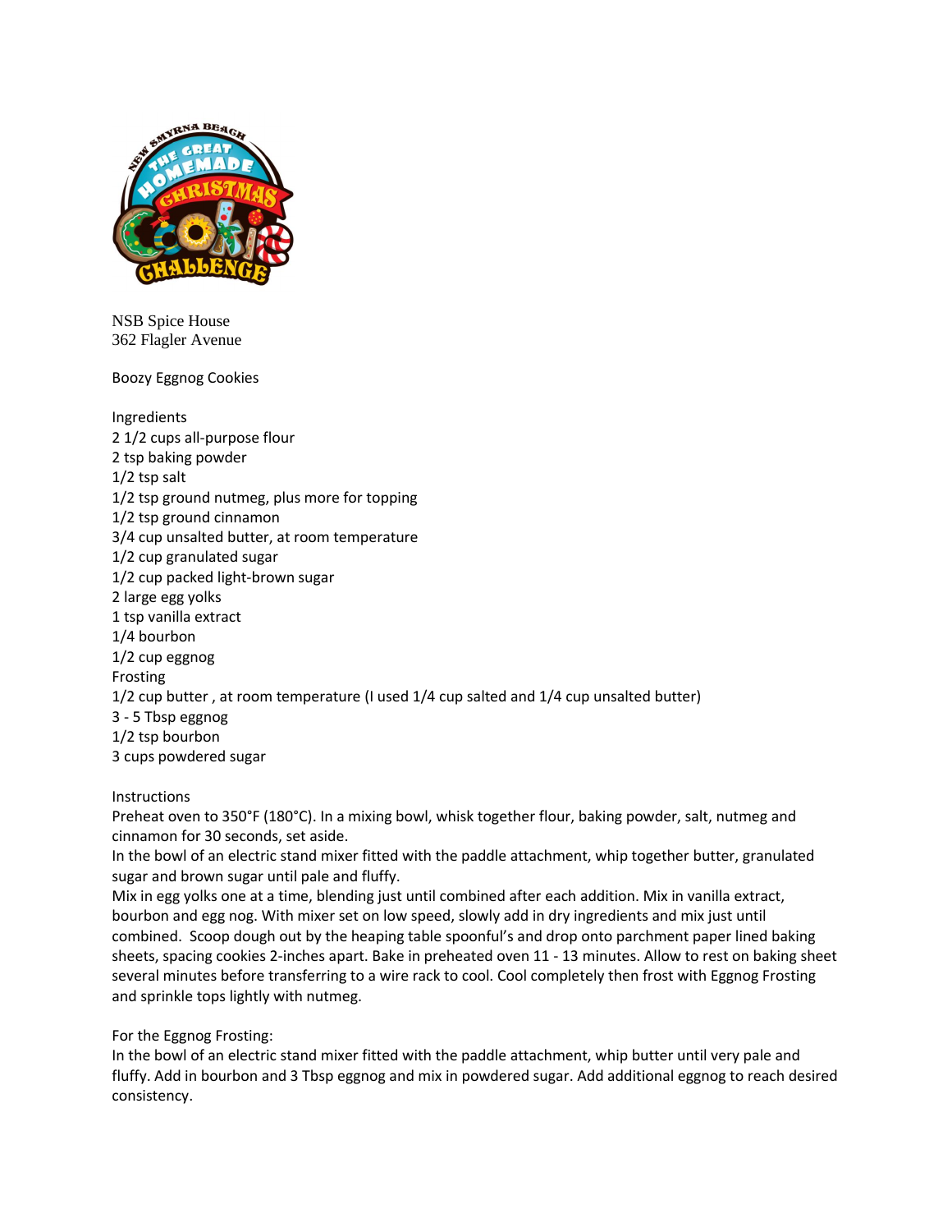NSB Spice House
362 Flagler Avenue

## Boozy Eggnog Cookies

### Ingredients

2 1/2 cups all-purpose flour
2 tsp baking powder
1/2 tsp salt
1/2 tsp ground nutmeg, plus more for topping
1/2 tsp ground cinnamon
3/4 cup unsalted butter, at room temperature
1/2 cup granulated sugar
1/2 cup packed light-brown sugar
2 large egg yolks
1 tsp vanilla extract
1/4 bourbon
1/2 cup eggnog

Frosting

1/2 cup butter , at room temperature (I used 1/4 cup salted and 1/4 cup unsalted butter)
3 - 5 Tbsp eggnog
1/2 tsp bourbon
3 cups powdered sugar

### Instructions

Preheat oven to 350°F (180°C). In a mixing bowl, whisk together flour, baking powder, salt, nutmeg and cinnamon for 30 seconds, set aside.

In the bowl of an electric stand mixer fitted with the paddle attachment, whip together butter, granulated sugar and brown sugar until pale and fluffy.

Mix in egg yolks one at a time, blending just until combined after each addition. Mix in vanilla extract, bourbon and egg nog. With mixer set on low speed, slowly add in dry ingredients and mix just until combined. Scoop dough out by the heaping table spoonful's and drop onto parchment paper lined baking sheets, spacing cookies 2-inches apart. Bake in preheated oven 11 - 13 minutes. Allow to rest on baking sheet several minutes before transferring to a wire rack to cool. Cool completely then frost with Eggnog Frosting and sprinkle tops lightly with nutmeg.

For the Eggnog Frosting:

In the bowl of an electric stand mixer fitted with the paddle attachment, whip butter until very pale and fluffy. Add in bourbon and 3 Tbsp eggnog and mix in powdered sugar. Add additional eggnog to reach desired consistency.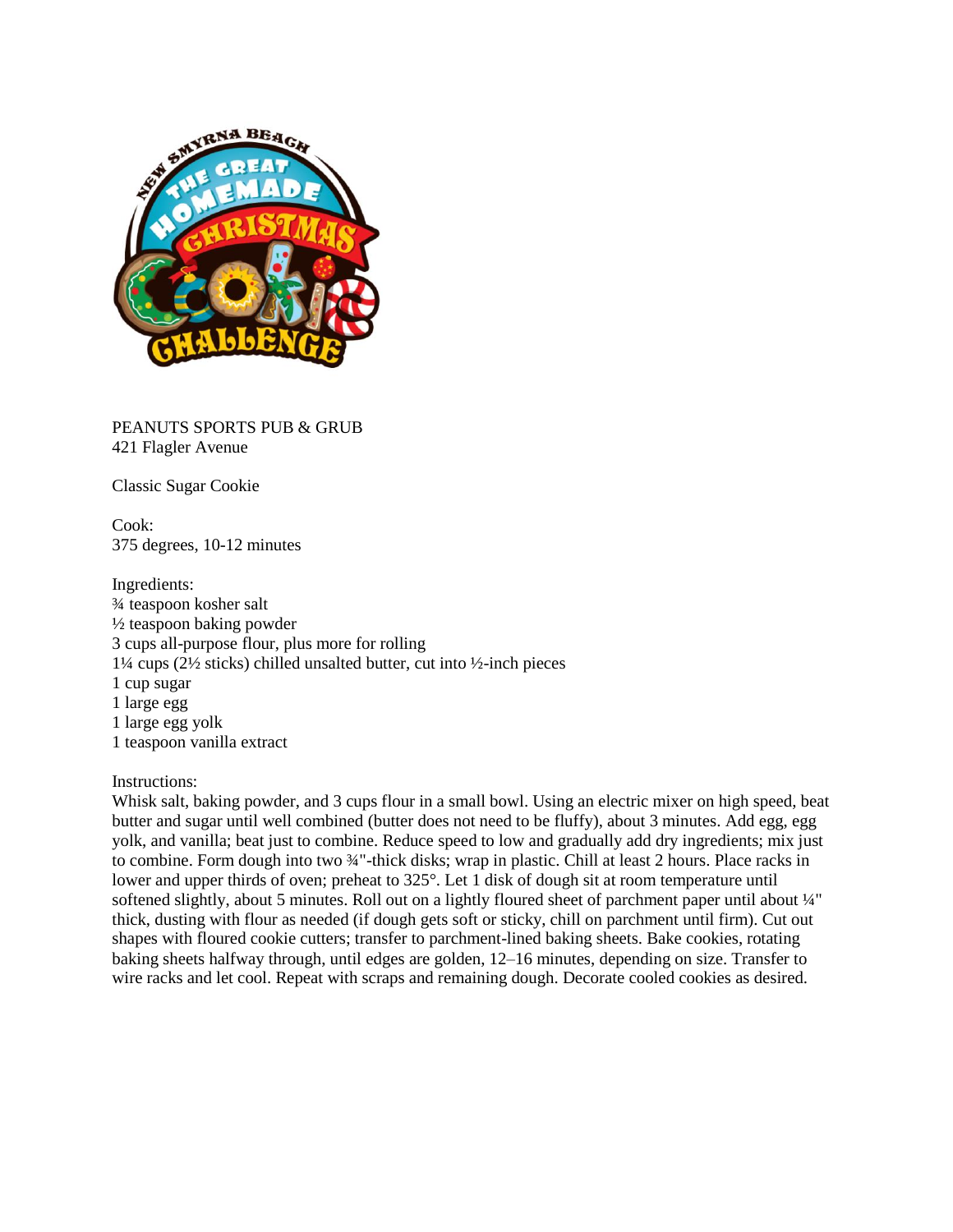PEANUTS SPORTS PUB & GRUB
421 Flagler Avenue

Classic Sugar Cookie

Cook:
375 degrees, 10-12 minutes

Ingredients:
¾ teaspoon kosher salt
½ teaspoon baking powder
3 cups all-purpose flour, plus more for rolling
1¼ cups (2½ sticks) chilled unsalted butter, cut into ½-inch pieces
1 cup sugar
1 large egg
1 large egg yolk
1 teaspoon vanilla extract

Instructions:
Whisk salt, baking powder, and 3 cups flour in a small bowl. Using an electric mixer on high speed, beat butter and sugar until well combined (butter does not need to be fluffy), about 3 minutes. Add egg, egg yolk, and vanilla; beat just to combine. Reduce speed to low and gradually add dry ingredients; mix just to combine. Form dough into two ¾"-thick disks; wrap in plastic. Chill at least 2 hours. Place racks in lower and upper thirds of oven; preheat to 325°. Let 1 disk of dough sit at room temperature until softened slightly, about 5 minutes. Roll out on a lightly floured sheet of parchment paper until about ¼" thick, dusting with flour as needed (if dough gets soft or sticky, chill on parchment until firm). Cut out shapes with floured cookie cutters; transfer to parchment-lined baking sheets. Bake cookies, rotating baking sheets halfway through, until edges are golden, 12–16 minutes, depending on size. Transfer to wire racks and let cool. Repeat with scraps and remaining dough. Decorate cooled cookies as desired.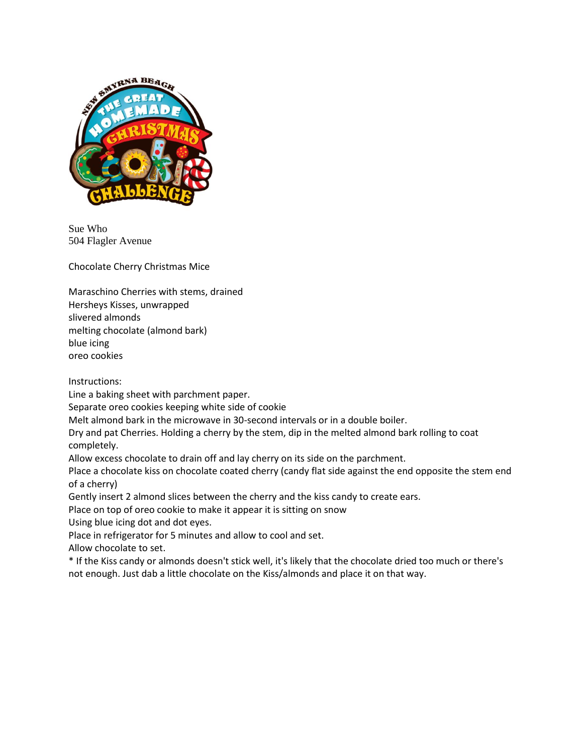Sue Who
504 Flagler Avenue

Chocolate Cherry Christmas Mice

Maraschino Cherries with stems, drained
Hersheys Kisses, unwrapped
slivered almonds
melting chocolate (almond bark)
blue icing
oreo cookies

Instructions:
Line a baking sheet with parchment paper.
Separate oreo cookies keeping white side of cookie
Melt almond bark in the microwave in 30-second intervals or in a double boiler.
Dry and pat Cherries. Holding a cherry by the stem, dip in the melted almond bark rolling to coat completely.
Allow excess chocolate to drain off and lay cherry on its side on the parchment.
Place a chocolate kiss on chocolate coated cherry (candy flat side against the end opposite the stem end of a cherry)
Gently insert 2 almond slices between the cherry and the kiss candy to create ears.
Place on top of oreo cookie to make it appear it is sitting on snow
Using blue icing dot and dot eyes.
Place in refrigerator for 5 minutes and allow to cool and set.
Allow chocolate to set.
* If the Kiss candy or almonds doesn't stick well, it's likely that the chocolate dried too much or there's not enough. Just dab a little chocolate on the Kiss/almonds and place it on that way.